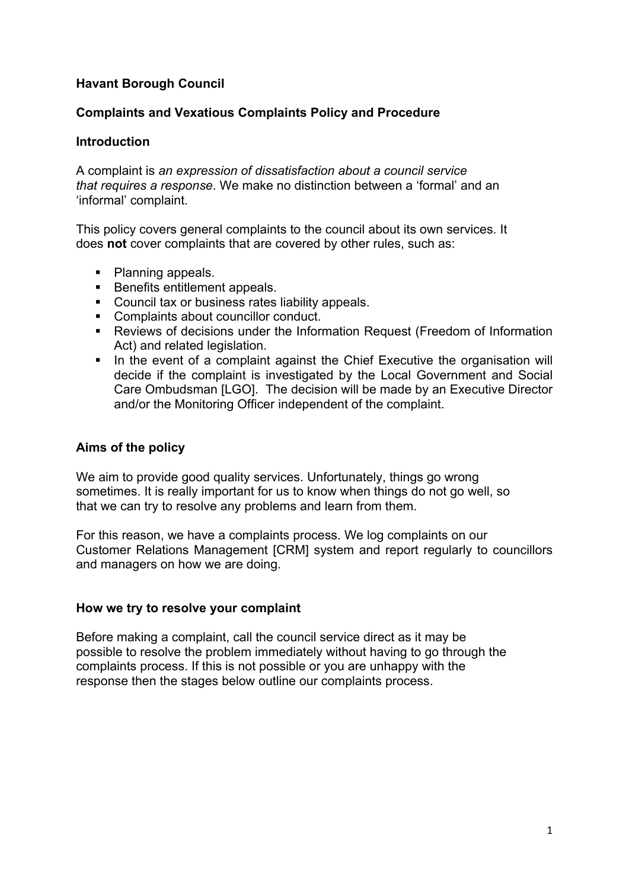**Havant Borough Council**

**Complaints and Vexatious Complaints Policy and Procedure**

**Introduction**

A complaint is *an expression of dissatisfaction about a council service that requires a response*. We make no distinction between a 'formal' and an 'informal' complaint.

This policy covers general complaints to the council about its own services. It does **not** cover complaints that are covered by other rules, such as:

- Planning appeals.
- Benefits entitlement appeals.
- Council tax or business rates liability appeals.
- Complaints about councillor conduct.
- Reviews of decisions under the Information Request (Freedom of Information Act) and related legislation.
- In the event of a complaint against the Chief Executive the organisation will decide if the complaint is investigated by the Local Government and Social Care Ombudsman [LGO]. The decision will be made by an Executive Director and/or the Monitoring Officer independent of the complaint.

**Aims of the policy**

We aim to provide good quality services. Unfortunately, things go wrong sometimes. It is really important for us to know when things do not go well, so that we can try to resolve any problems and learn from them.

For this reason, we have a complaints process. We log complaints on our Customer Relations Management [CRM] system and report regularly to councillors and managers on how we are doing.

**How we try to resolve your complaint**

Before making a complaint, call the council service direct as it may be possible to resolve the problem immediately without having to go through the complaints process. If this is not possible or you are unhappy with the response then the stages below outline our complaints process.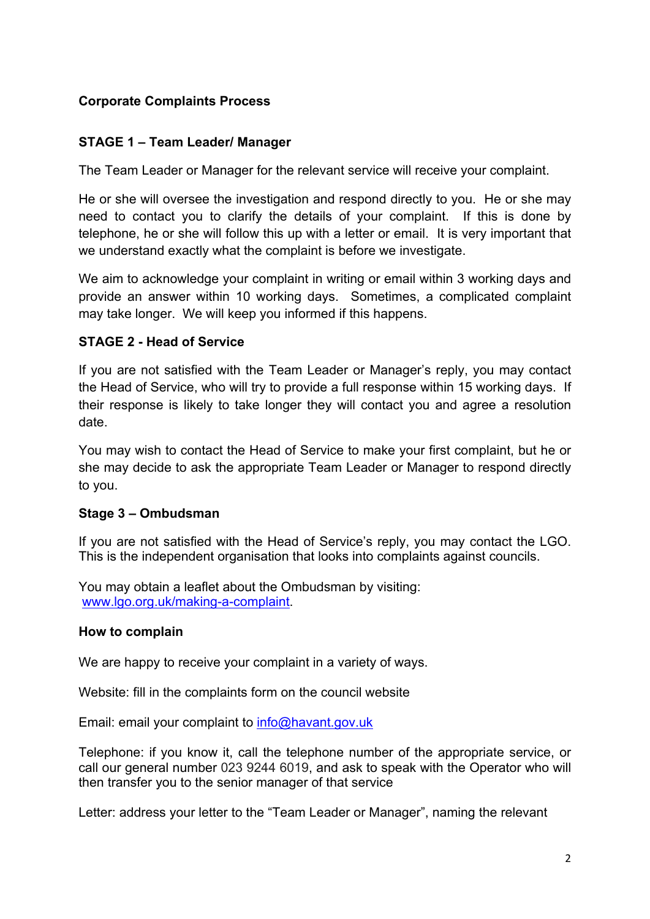## Corporate Complaints Process

### STAGE 1 – Team Leader/ Manager

The Team Leader or Manager for the relevant service will receive your complaint.

He or she will oversee the investigation and respond directly to you. He or she may need to contact you to clarify the details of your complaint. If this is done by telephone, he or she will follow this up with a letter or email. It is very important that we understand exactly what the complaint is before we investigate.

We aim to acknowledge your complaint in writing or email within 3 working days and provide an answer within 10 working days. Sometimes, a complicated complaint may take longer. We will keep you informed if this happens.

### STAGE 2 - Head of Service

If you are not satisfied with the Team Leader or Manager's reply, you may contact the Head of Service, who will try to provide a full response within 15 working days. If their response is likely to take longer they will contact you and agree a resolution date.

You may wish to contact the Head of Service to make your first complaint, but he or she may decide to ask the appropriate Team Leader or Manager to respond directly to you.

### Stage 3 – Ombudsman

If you are not satisfied with the Head of Service's reply, you may contact the LGO. This is the independent organisation that looks into complaints against councils.

You may obtain a leaflet about the Ombudsman by visiting: [www.lgo.org.uk/making-a-complaint](http://www.lgo.org.uk/making-a-complaint).

### How to complain

We are happy to receive your complaint in a variety of ways.

Website: fill in the complaints form on the council website

Email: email your complaint to [info@havant.gov.uk](mailto:info@havant.gov.uk)

Telephone: if you know it, call the telephone number of the appropriate service, or call our general number 023 9244 6019, and ask to speak with the Operator who will then transfer you to the senior manager of that service

Letter: address your letter to the "Team Leader or Manager", naming the relevant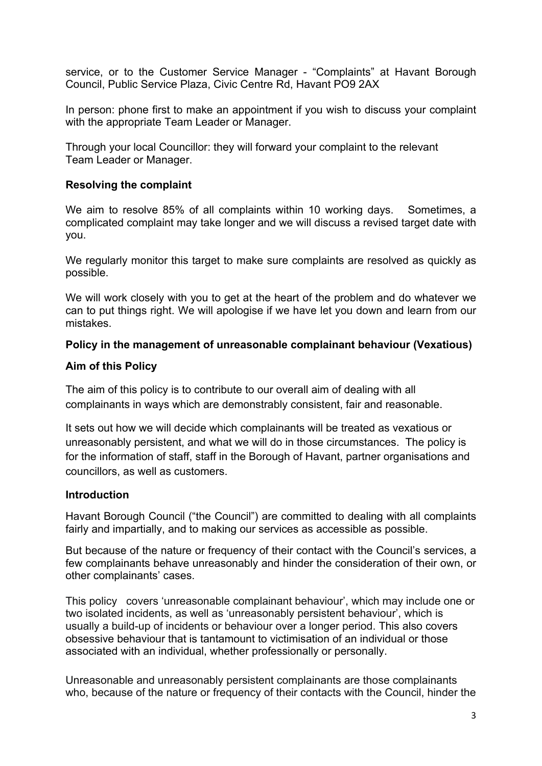service, or to the Customer Service Manager - "Complaints" at Havant Borough Council, Public Service Plaza, Civic Centre Rd, Havant PO9 2AX

In person: phone first to make an appointment if you wish to discuss your complaint with the appropriate Team Leader or Manager.

Through your local Councillor: they will forward your complaint to the relevant Team Leader or Manager.

**Resolving the complaint**

We aim to resolve 85% of all complaints within 10 working days. Sometimes, a complicated complaint may take longer and we will discuss a revised target date with you.

We regularly monitor this target to make sure complaints are resolved as quickly as possible.

We will work closely with you to get at the heart of the problem and do whatever we can to put things right. We will apologise if we have let you down and learn from our mistakes.

**Policy in the management of unreasonable complainant behaviour (Vexatious)**

**Aim of this Policy**

The aim of this policy is to contribute to our overall aim of dealing with all complainants in ways which are demonstrably consistent, fair and reasonable.

It sets out how we will decide which complainants will be treated as vexatious or unreasonably persistent, and what we will do in those circumstances. The policy is for the information of staff, staff in the Borough of Havant, partner organisations and councillors, as well as customers.

**Introduction**

Havant Borough Council ("the Council") are committed to dealing with all complaints fairly and impartially, and to making our services as accessible as possible.

But because of the nature or frequency of their contact with the Council's services, a few complainants behave unreasonably and hinder the consideration of their own, or other complainants' cases.

This policy covers 'unreasonable complainant behaviour', which may include one or two isolated incidents, as well as 'unreasonably persistent behaviour', which is usually a build-up of incidents or behaviour over a longer period. This also covers obsessive behaviour that is tantamount to victimisation of an individual or those associated with an individual, whether professionally or personally.

Unreasonable and unreasonably persistent complainants are those complainants who, because of the nature or frequency of their contacts with the Council, hinder the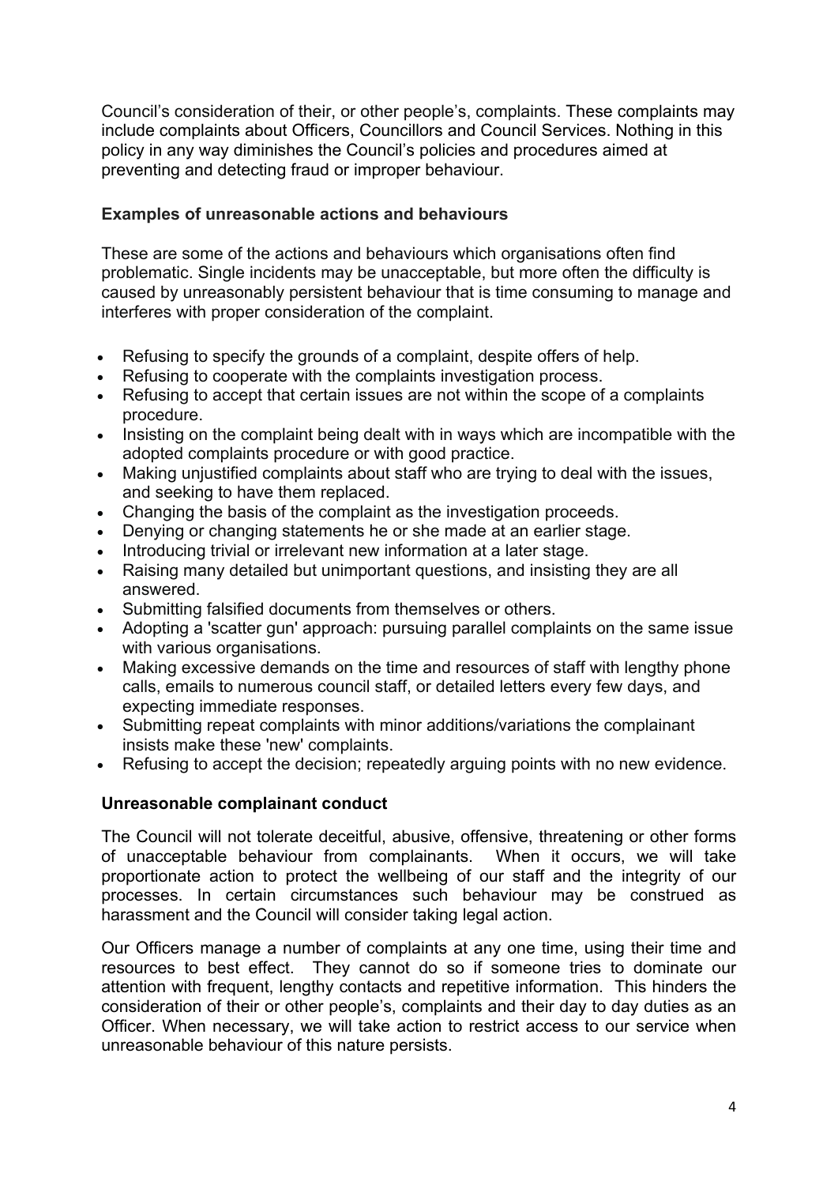Council's consideration of their, or other people's, complaints. These complaints may include complaints about Officers, Councillors and Council Services. Nothing in this policy in any way diminishes the Council's policies and procedures aimed at preventing and detecting fraud or improper behaviour.

### Examples of unreasonable actions and behaviours

These are some of the actions and behaviours which organisations often find problematic. Single incidents may be unacceptable, but more often the difficulty is caused by unreasonably persistent behaviour that is time consuming to manage and interferes with proper consideration of the complaint.

- Refusing to specify the grounds of a complaint, despite offers of help.
- Refusing to cooperate with the complaints investigation process.
- Refusing to accept that certain issues are not within the scope of a complaints procedure.
- Insisting on the complaint being dealt with in ways which are incompatible with the adopted complaints procedure or with good practice.
- Making unjustified complaints about staff who are trying to deal with the issues, and seeking to have them replaced.
- Changing the basis of the complaint as the investigation proceeds.
- Denying or changing statements he or she made at an earlier stage.
- Introducing trivial or irrelevant new information at a later stage.
- Raising many detailed but unimportant questions, and insisting they are all answered.
- Submitting falsified documents from themselves or others.
- Adopting a 'scatter gun' approach: pursuing parallel complaints on the same issue with various organisations.
- Making excessive demands on the time and resources of staff with lengthy phone calls, emails to numerous council staff, or detailed letters every few days, and expecting immediate responses.
- Submitting repeat complaints with minor additions/variations the complainant insists make these 'new' complaints.
- Refusing to accept the decision; repeatedly arguing points with no new evidence.

### Unreasonable complainant conduct

The Council will not tolerate deceitful, abusive, offensive, threatening or other forms of unacceptable behaviour from complainants. When it occurs, we will take proportionate action to protect the wellbeing of our staff and the integrity of our processes. In certain circumstances such behaviour may be construed as harassment and the Council will consider taking legal action.

Our Officers manage a number of complaints at any one time, using their time and resources to best effect. They cannot do so if someone tries to dominate our attention with frequent, lengthy contacts and repetitive information. This hinders the consideration of their or other people's, complaints and their day to day duties as an Officer. When necessary, we will take action to restrict access to our service when unreasonable behaviour of this nature persists.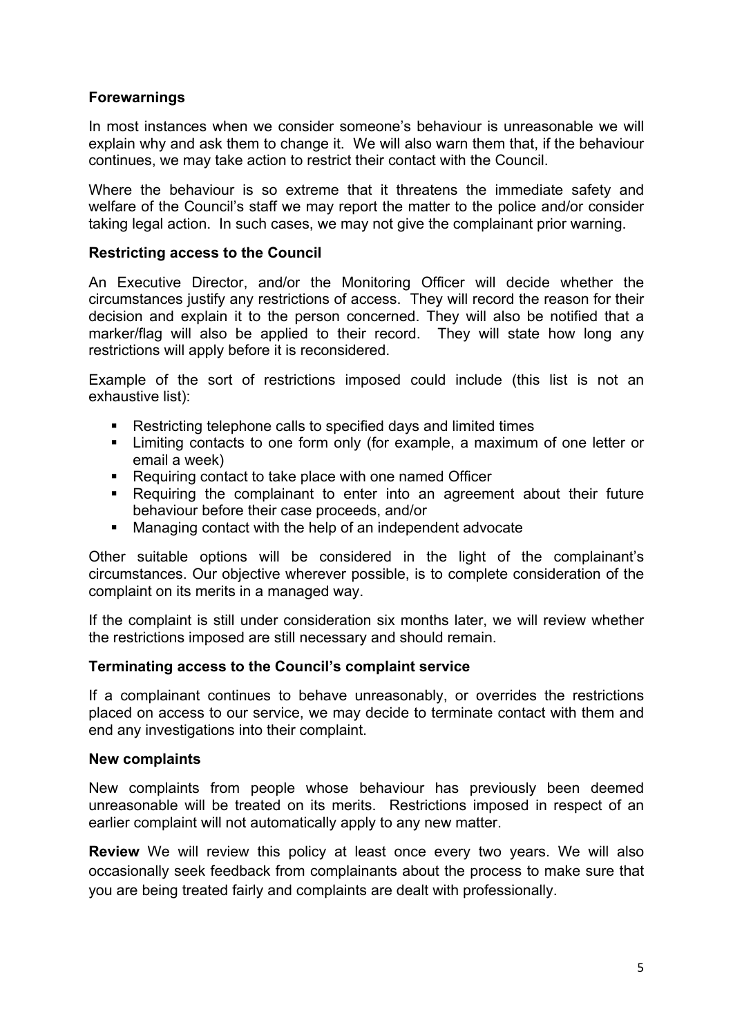### Forewarnings

In most instances when we consider someone's behaviour is unreasonable we will explain why and ask them to change it. We will also warn them that, if the behaviour continues, we may take action to restrict their contact with the Council.

Where the behaviour is so extreme that it threatens the immediate safety and welfare of the Council's staff we may report the matter to the police and/or consider taking legal action. In such cases, we may not give the complainant prior warning.

### Restricting access to the Council

An Executive Director, and/or the Monitoring Officer will decide whether the circumstances justify any restrictions of access. They will record the reason for their decision and explain it to the person concerned. They will also be notified that a marker/flag will also be applied to their record. They will state how long any restrictions will apply before it is reconsidered.

Example of the sort of restrictions imposed could include (this list is not an exhaustive list):

- Restricting telephone calls to specified days and limited times
- Limiting contacts to one form only (for example, a maximum of one letter or email a week)
- Requiring contact to take place with one named Officer
- Requiring the complainant to enter into an agreement about their future behaviour before their case proceeds, and/or
- Managing contact with the help of an independent advocate

Other suitable options will be considered in the light of the complainant's circumstances. Our objective wherever possible, is to complete consideration of the complaint on its merits in a managed way.

If the complaint is still under consideration six months later, we will review whether the restrictions imposed are still necessary and should remain.

### Terminating access to the Council's complaint service

If a complainant continues to behave unreasonably, or overrides the restrictions placed on access to our service, we may decide to terminate contact with them and end any investigations into their complaint.

### New complaints

New complaints from people whose behaviour has previously been deemed unreasonable will be treated on its merits. Restrictions imposed in respect of an earlier complaint will not automatically apply to any new matter.

**Review** We will review this policy at least once every two years. We will also occasionally seek feedback from complainants about the process to make sure that you are being treated fairly and complaints are dealt with professionally.